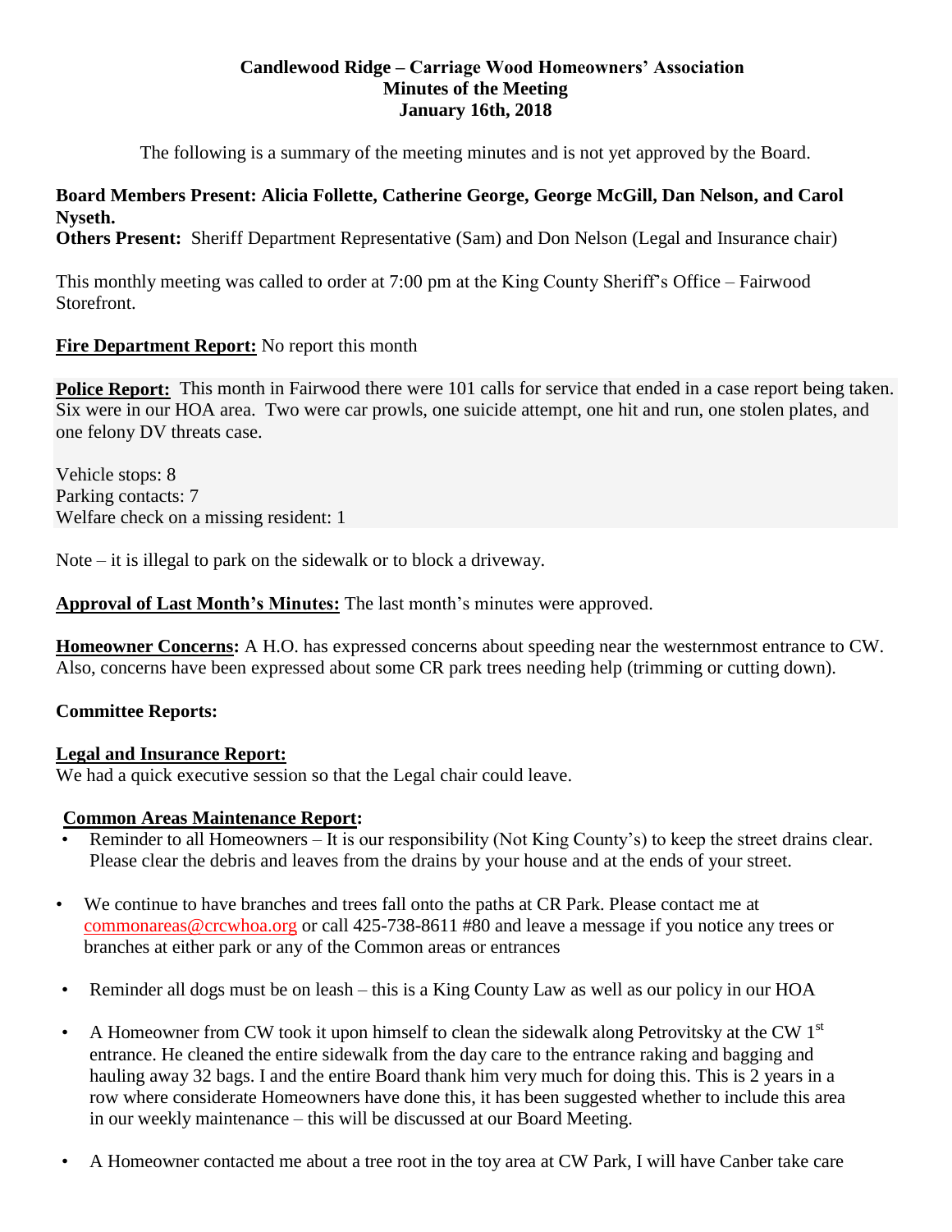**Candlewood Ridge – Carriage Wood Homeowners' Association**
**Minutes of the Meeting**
**January 16th, 2018**

The following is a summary of the meeting minutes and is not yet approved by the Board.

**Board Members Present: Alicia Follette, Catherine George, George McGill, Dan Nelson, and Carol Nyseth.**
**Others Present:** Sheriff Department Representative (Sam) and Don Nelson (Legal and Insurance chair)

This monthly meeting was called to order at 7:00 pm at the King County Sheriff's Office – Fairwood Storefront.

**Fire Department Report:** No report this month

**Police Report:** This month in Fairwood there were 101 calls for service that ended in a case report being taken. Six were in our HOA area. Two were car prowls, one suicide attempt, one hit and run, one stolen plates, and one felony DV threats case.

Vehicle stops: 8
Parking contacts: 7
Welfare check on a missing resident: 1

Note – it is illegal to park on the sidewalk or to block a driveway.

**Approval of Last Month's Minutes:** The last month's minutes were approved.

**Homeowner Concerns:** A H.O. has expressed concerns about speeding near the westernmost entrance to CW. Also, concerns have been expressed about some CR park trees needing help (trimming or cutting down).

**Committee Reports:**

**Legal and Insurance Report:**
We had a quick executive session so that the Legal chair could leave.

**Common Areas Maintenance Report:**

- Reminder to all Homeowners – It is our responsibility (Not King County's) to keep the street drains clear. Please clear the debris and leaves from the drains by your house and at the ends of your street.
- We continue to have branches and trees fall onto the paths at CR Park. Please contact me at commonareas@crcwhoa.org or call 425-738-8611 #80 and leave a message if you notice any trees or branches at either park or any of the Common areas or entrances
- Reminder all dogs must be on leash – this is a King County Law as well as our policy in our HOA
- A Homeowner from CW took it upon himself to clean the sidewalk along Petrovitsky at the CW 1st entrance. He cleaned the entire sidewalk from the day care to the entrance raking and bagging and hauling away 32 bags. I and the entire Board thank him very much for doing this. This is 2 years in a row where considerate Homeowners have done this, it has been suggested whether to include this area in our weekly maintenance – this will be discussed at our Board Meeting.
- A Homeowner contacted me about a tree root in the toy area at CW Park, I will have Canber take care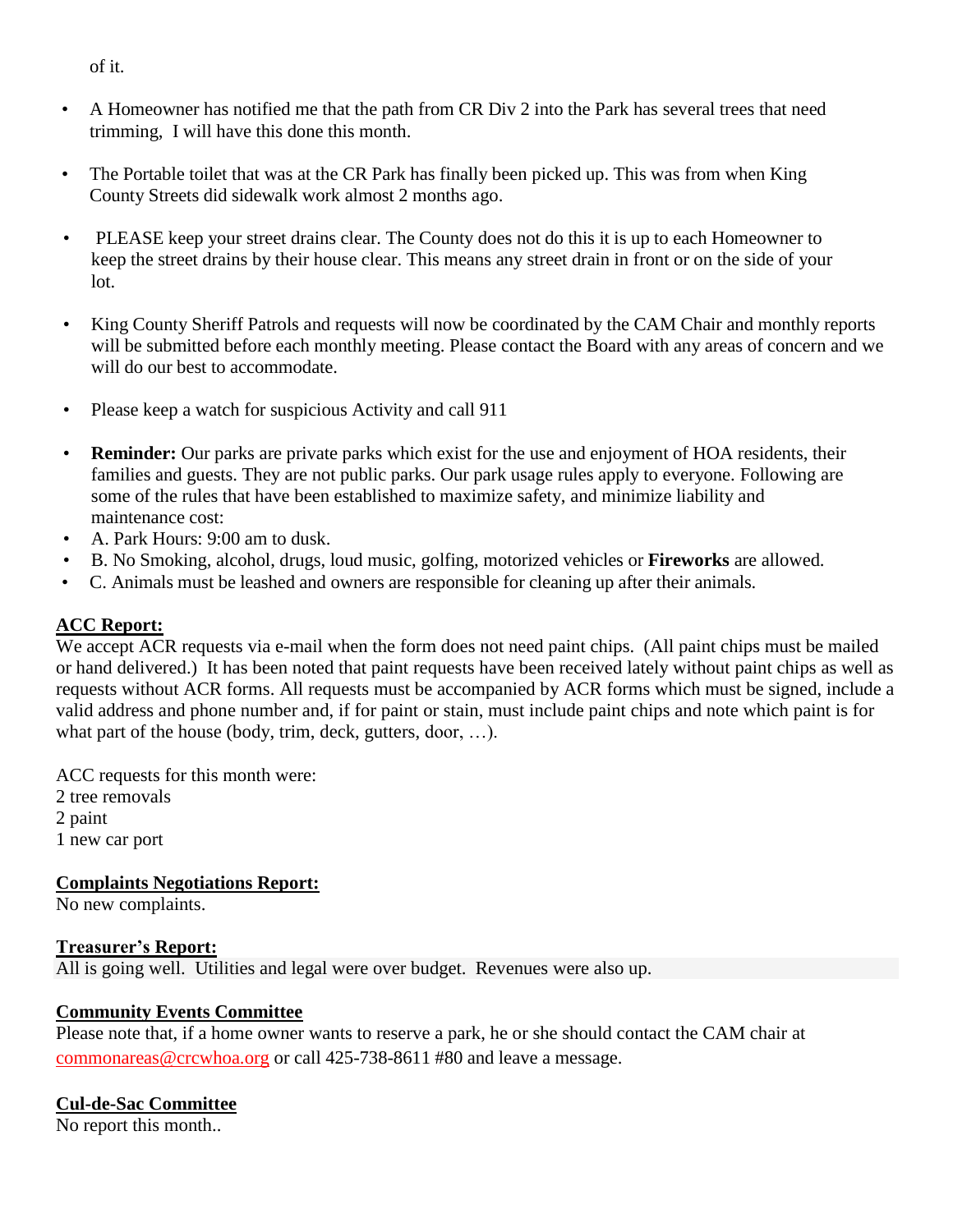of it.

- A Homeowner has notified me that the path from CR Div 2 into the Park has several trees that need trimming, I will have this done this month.

- The Portable toilet that was at the CR Park has finally been picked up. This was from when King County Streets did sidewalk work almost 2 months ago.

- PLEASE keep your street drains clear. The County does not do this it is up to each Homeowner to keep the street drains by their house clear. This means any street drain in front or on the side of your lot.

- King County Sheriff Patrols and requests will now be coordinated by the CAM Chair and monthly reports will be submitted before each monthly meeting. Please contact the Board with any areas of concern and we will do our best to accommodate.

- Please keep a watch for suspicious Activity and call 911

- **Reminder:** Our parks are private parks which exist for the use and enjoyment of HOA residents, their families and guests. They are not public parks. Our park usage rules apply to everyone. Following are some of the rules that have been established to maximize safety, and minimize liability and maintenance cost:
- A. Park Hours: 9:00 am to dusk.
- B. No Smoking, alcohol, drugs, loud music, golfing, motorized vehicles or **Fireworks** are allowed.
- C. Animals must be leashed and owners are responsible for cleaning up after their animals.

**ACC Report:**

We accept ACR requests via e-mail when the form does not need paint chips. (All paint chips must be mailed or hand delivered.) It has been noted that paint requests have been received lately without paint chips as well as requests without ACR forms. All requests must be accompanied by ACR forms which must be signed, include a valid address and phone number and, if for paint or stain, must include paint chips and note which paint is for what part of the house (body, trim, deck, gutters, door, …).

ACC requests for this month were:
2 tree removals
2 paint
1 new car port

**Complaints Negotiations Report:**

No new complaints.

**Treasurer's Report:**

All is going well. Utilities and legal were over budget. Revenues were also up.

**Community Events Committee**

Please note that, if a home owner wants to reserve a park, he or she should contact the CAM chair at commonareas@crcwhoa.org or call 425-738-8611 #80 and leave a message.

**Cul-de-Sac Committee**

No report this month..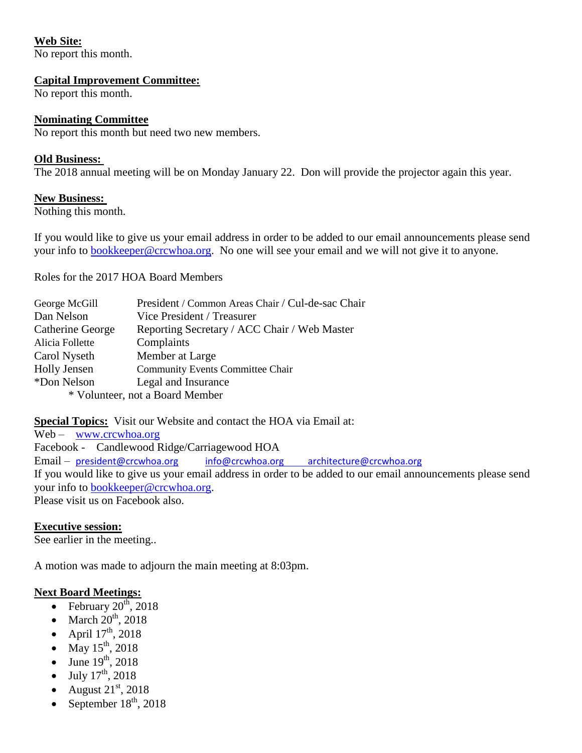**Web Site:**
No report this month.

**Capital Improvement Committee:**
No report this month.

**Nominating Committee**
No report this month but need two new members.

**Old Business:**
The 2018 annual meeting will be on Monday January 22. Don will provide the projector again this year.

**New Business:**
Nothing this month.

If you would like to give us your email address in order to be added to our email announcements please send your info to bookkeeper@crcwhoa.org. No one will see your email and we will not give it to anyone.

Roles for the 2017 HOA Board Members

| | |
|---|---|
| George McGill | President / Common Areas Chair / Cul-de-sac Chair |
| Dan Nelson | Vice President / Treasurer |
| Catherine George | Reporting Secretary / ACC Chair / Web Master |
| Alicia Follette | Complaints |
| Carol Nyseth | Member at Large |
| Holly Jensen | Community Events Committee Chair |
| *Don Nelson | Legal and Insurance |

\* Volunteer, not a Board Member

**Special Topics:** Visit our Website and contact the HOA via Email at:
Web – www.crcwhoa.org
Facebook - Candlewood Ridge/Carriagewood HOA
Email – president@crcwhoa.org info@crcwhoa.org architecture@crcwhoa.org
If you would like to give us your email address in order to be added to our email announcements please send your info to bookkeeper@crcwhoa.org.
Please visit us on Facebook also.

**Executive session:**
See earlier in the meeting..

A motion was made to adjourn the main meeting at 8:03pm.

**Next Board Meetings:**

- February 20th, 2018
- March 20th, 2018
- April 17th, 2018
- May 15th, 2018
- June 19th, 2018
- July 17th, 2018
- August 21st, 2018
- September 18th, 2018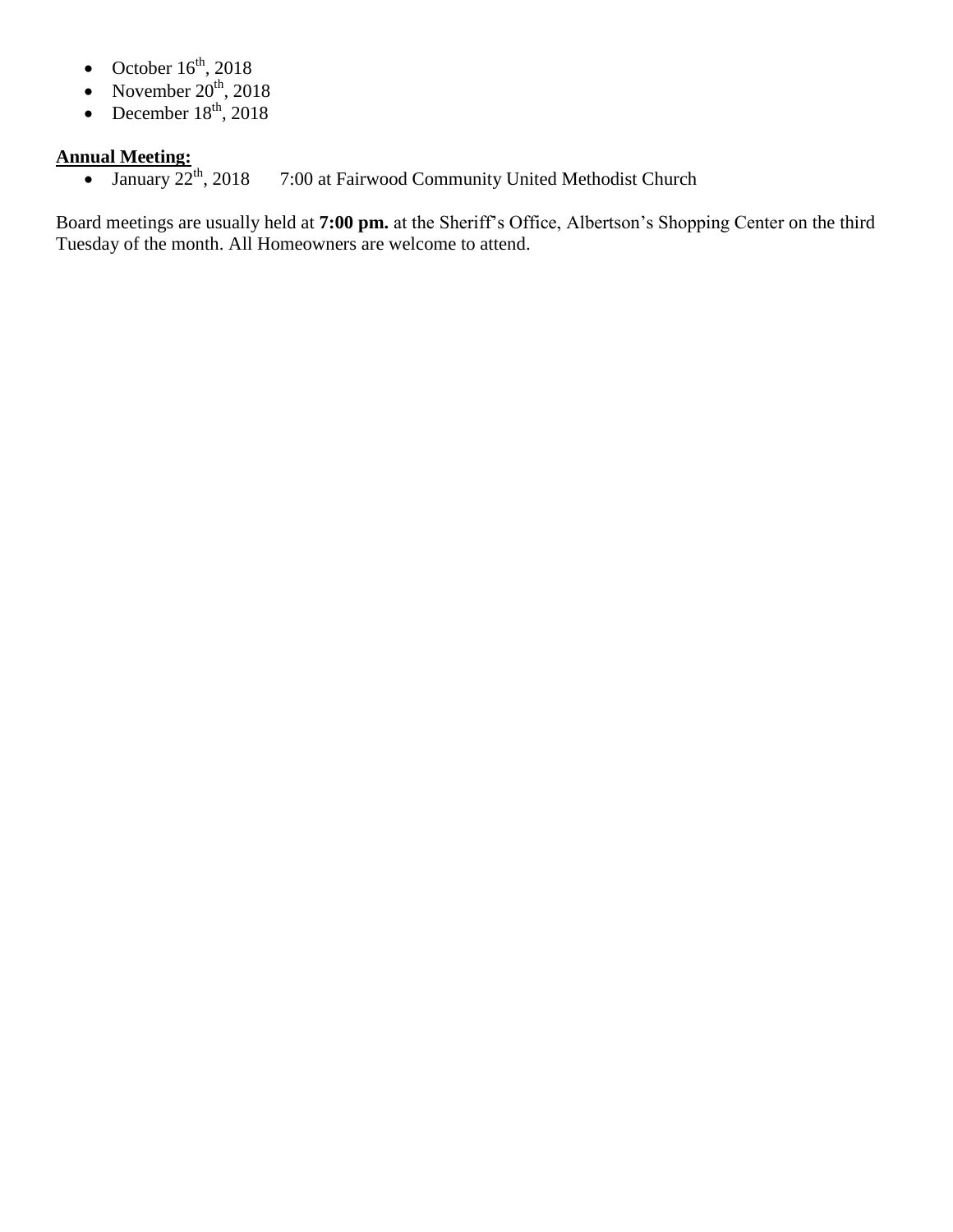- October 16th, 2018
- November 20th, 2018
- December 18th, 2018

**Annual Meeting:**

- January 22th, 2018 7:00 at Fairwood Community United Methodist Church

Board meetings are usually held at **7:00 pm.** at the Sheriff's Office, Albertson's Shopping Center on the third Tuesday of the month. All Homeowners are welcome to attend.